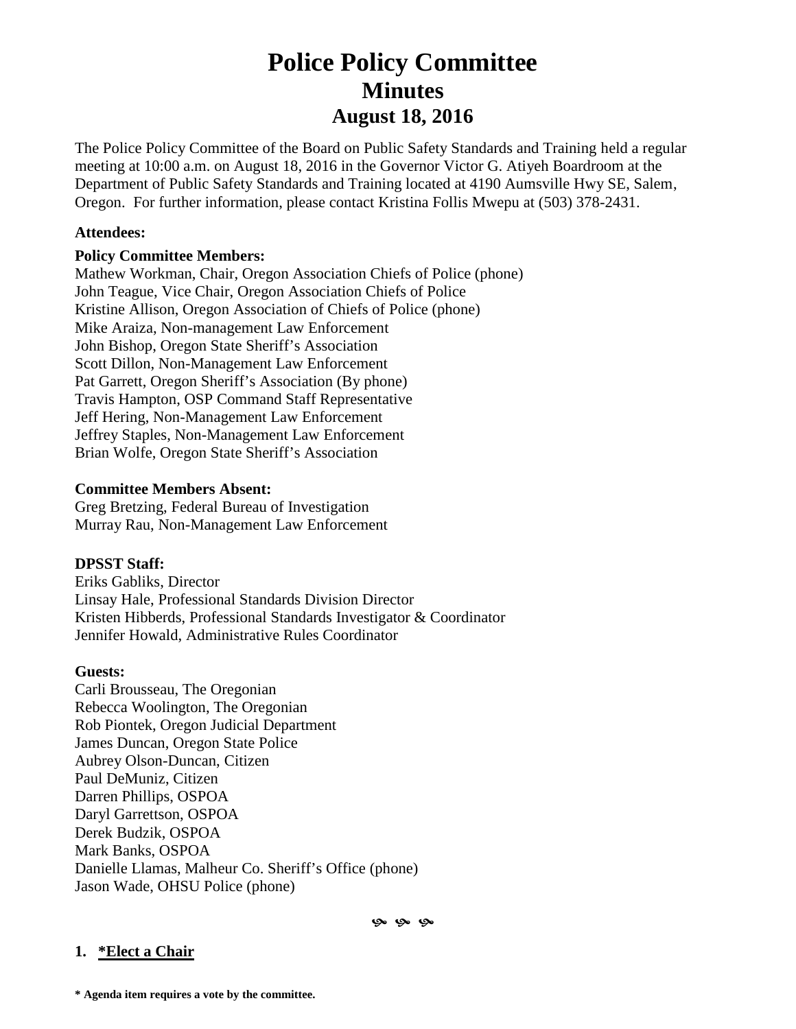# Police Policy Committee
## Minutes
### August 18, 2016

The Police Policy Committee of the Board on Public Safety Standards and Training held a regular meeting at 10:00 a.m. on August 18, 2016 in the Governor Victor G. Atiyeh Boardroom at the Department of Public Safety Standards and Training located at 4190 Aumsville Hwy SE, Salem, Oregon. For further information, please contact Kristina Follis Mwepu at (503) 378-2431.

**Attendees:**

**Policy Committee Members:**
Mathew Workman, Chair, Oregon Association Chiefs of Police (phone)
John Teague, Vice Chair, Oregon Association Chiefs of Police
Kristine Allison, Oregon Association of Chiefs of Police (phone)
Mike Araiza, Non-management Law Enforcement
John Bishop, Oregon State Sheriff's Association
Scott Dillon, Non-Management Law Enforcement
Pat Garrett, Oregon Sheriff's Association (By phone)
Travis Hampton, OSP Command Staff Representative
Jeff Hering, Non-Management Law Enforcement
Jeffrey Staples, Non-Management Law Enforcement
Brian Wolfe, Oregon State Sheriff's Association

**Committee Members Absent:**
Greg Bretzing, Federal Bureau of Investigation
Murray Rau, Non-Management Law Enforcement

**DPSST Staff:**
Eriks Gabliks, Director
Linsay Hale, Professional Standards Division Director
Kristen Hibberds, Professional Standards Investigator & Coordinator
Jennifer Howald, Administrative Rules Coordinator

**Guests:**
Carli Brousseau, The Oregonian
Rebecca Woolington, The Oregonian
Rob Piontek, Oregon Judicial Department
James Duncan, Oregon State Police
Aubrey Olson-Duncan, Citizen
Paul DeMuniz, Citizen
Darren Phillips, OSPOA
Daryl Garrettson, OSPOA
Derek Budzik, OSPOA
Mark Banks, OSPOA
Danielle Llamas, Malheur Co. Sheriff's Office (phone)
Jason Wade, OHSU Police (phone)

---

**1. *Elect a Chair**

**\* Agenda item requires a vote by the committee.**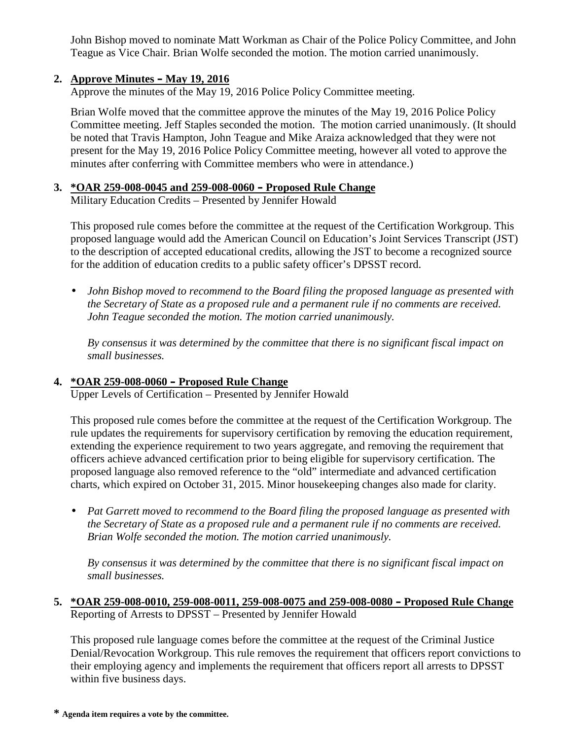John Bishop moved to nominate Matt Workman as Chair of the Police Policy Committee, and John Teague as Vice Chair. Brian Wolfe seconded the motion. The motion carried unanimously.

**2. Approve Minutes – May 19, 2016**

Approve the minutes of the May 19, 2016 Police Policy Committee meeting.

Brian Wolfe moved that the committee approve the minutes of the May 19, 2016 Police Policy Committee meeting. Jeff Staples seconded the motion. The motion carried unanimously. (It should be noted that Travis Hampton, John Teague and Mike Araiza acknowledged that they were not present for the May 19, 2016 Police Policy Committee meeting, however all voted to approve the minutes after conferring with Committee members who were in attendance.)

**3. *OAR 259-008-0045 and 259-008-0060 – Proposed Rule Change**

Military Education Credits – Presented by Jennifer Howald

This proposed rule comes before the committee at the request of the Certification Workgroup. This proposed language would add the American Council on Education's Joint Services Transcript (JST) to the description of accepted educational credits, allowing the JST to become a recognized source for the addition of education credits to a public safety officer's DPSST record.

- *John Bishop moved to recommend to the Board filing the proposed language as presented with the Secretary of State as a proposed rule and a permanent rule if no comments are received. John Teague seconded the motion. The motion carried unanimously.*

  *By consensus it was determined by the committee that there is no significant fiscal impact on small businesses.*

**4. *OAR 259-008-0060 – Proposed Rule Change**

Upper Levels of Certification – Presented by Jennifer Howald

This proposed rule comes before the committee at the request of the Certification Workgroup. The rule updates the requirements for supervisory certification by removing the education requirement, extending the experience requirement to two years aggregate, and removing the requirement that officers achieve advanced certification prior to being eligible for supervisory certification. The proposed language also removed reference to the "old" intermediate and advanced certification charts, which expired on October 31, 2015. Minor housekeeping changes also made for clarity.

- *Pat Garrett moved to recommend to the Board filing the proposed language as presented with the Secretary of State as a proposed rule and a permanent rule if no comments are received. Brian Wolfe seconded the motion. The motion carried unanimously.*

  *By consensus it was determined by the committee that there is no significant fiscal impact on small businesses.*

**5. *OAR 259-008-0010, 259-008-0011, 259-008-0075 and 259-008-0080 – Proposed Rule Change**

Reporting of Arrests to DPSST – Presented by Jennifer Howald

This proposed rule language comes before the committee at the request of the Criminal Justice Denial/Revocation Workgroup. This rule removes the requirement that officers report convictions to their employing agency and implements the requirement that officers report all arrests to DPSST within five business days.

**\* Agenda item requires a vote by the committee.**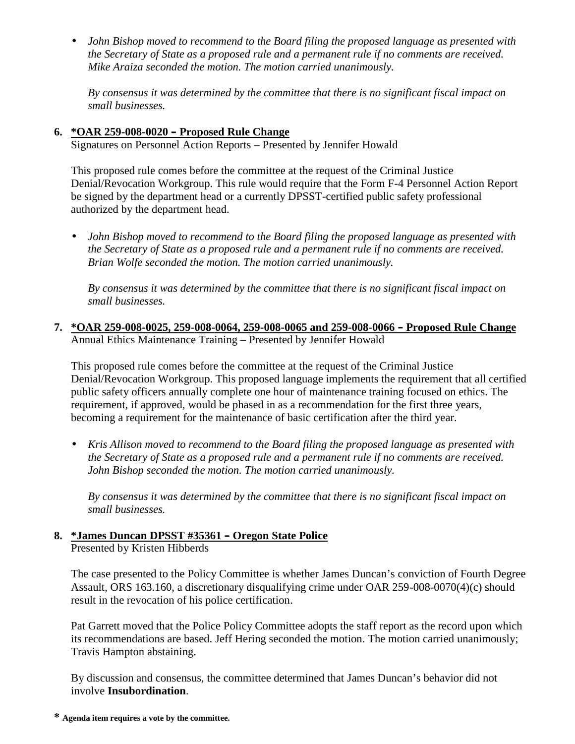- *John Bishop moved to recommend to the Board filing the proposed language as presented with the Secretary of State as a proposed rule and a permanent rule if no comments are received. Mike Araiza seconded the motion. The motion carried unanimously.*

  *By consensus it was determined by the committee that there is no significant fiscal impact on small businesses.*

**6. *OAR 259-008-0020 – Proposed Rule Change**

Signatures on Personnel Action Reports – Presented by Jennifer Howald

This proposed rule comes before the committee at the request of the Criminal Justice Denial/Revocation Workgroup. This rule would require that the Form F-4 Personnel Action Report be signed by the department head or a currently DPSST-certified public safety professional authorized by the department head.

- *John Bishop moved to recommend to the Board filing the proposed language as presented with the Secretary of State as a proposed rule and a permanent rule if no comments are received. Brian Wolfe seconded the motion. The motion carried unanimously.*

  *By consensus it was determined by the committee that there is no significant fiscal impact on small businesses.*

**7. *OAR 259-008-0025, 259-008-0064, 259-008-0065 and 259-008-0066 – Proposed Rule Change**

Annual Ethics Maintenance Training – Presented by Jennifer Howald

This proposed rule comes before the committee at the request of the Criminal Justice Denial/Revocation Workgroup. This proposed language implements the requirement that all certified public safety officers annually complete one hour of maintenance training focused on ethics. The requirement, if approved, would be phased in as a recommendation for the first three years, becoming a requirement for the maintenance of basic certification after the third year.

- *Kris Allison moved to recommend to the Board filing the proposed language as presented with the Secretary of State as a proposed rule and a permanent rule if no comments are received. John Bishop seconded the motion. The motion carried unanimously.*

  *By consensus it was determined by the committee that there is no significant fiscal impact on small businesses.*

**8. *James Duncan DPSST #35361 – Oregon State Police**

Presented by Kristen Hibberds

The case presented to the Policy Committee is whether James Duncan's conviction of Fourth Degree Assault, ORS 163.160, a discretionary disqualifying crime under OAR 259-008-0070(4)(c) should result in the revocation of his police certification.

Pat Garrett moved that the Police Policy Committee adopts the staff report as the record upon which its recommendations are based. Jeff Hering seconded the motion. The motion carried unanimously; Travis Hampton abstaining.

By discussion and consensus, the committee determined that James Duncan's behavior did not involve **Insubordination**.

**\* Agenda item requires a vote by the committee.**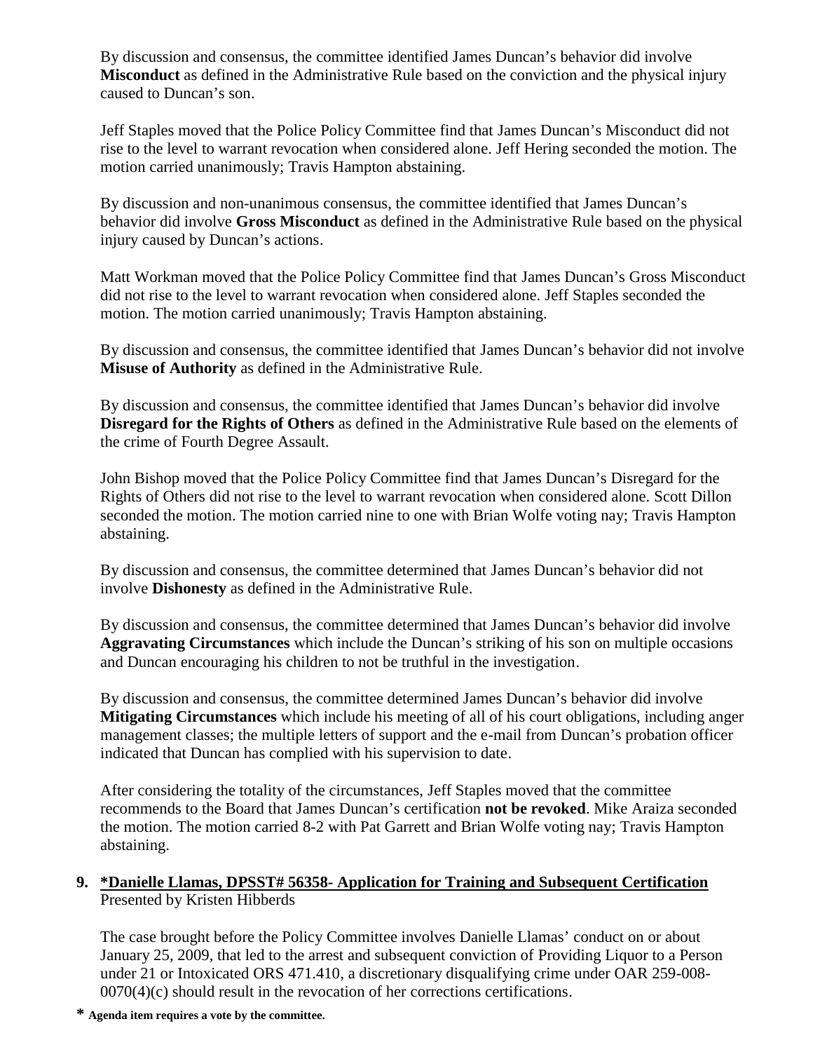By discussion and consensus, the committee identified James Duncan's behavior did involve **Misconduct** as defined in the Administrative Rule based on the conviction and the physical injury caused to Duncan's son.

Jeff Staples moved that the Police Policy Committee find that James Duncan's Misconduct did not rise to the level to warrant revocation when considered alone. Jeff Hering seconded the motion. The motion carried unanimously; Travis Hampton abstaining.

By discussion and non-unanimous consensus, the committee identified that James Duncan's behavior did involve **Gross Misconduct** as defined in the Administrative Rule based on the physical injury caused by Duncan's actions.

Matt Workman moved that the Police Policy Committee find that James Duncan's Gross Misconduct did not rise to the level to warrant revocation when considered alone. Jeff Staples seconded the motion. The motion carried unanimously; Travis Hampton abstaining.

By discussion and consensus, the committee identified that James Duncan's behavior did not involve **Misuse of Authority** as defined in the Administrative Rule.

By discussion and consensus, the committee identified that James Duncan's behavior did involve **Disregard for the Rights of Others** as defined in the Administrative Rule based on the elements of the crime of Fourth Degree Assault.

John Bishop moved that the Police Policy Committee find that James Duncan's Disregard for the Rights of Others did not rise to the level to warrant revocation when considered alone. Scott Dillon seconded the motion. The motion carried nine to one with Brian Wolfe voting nay; Travis Hampton abstaining.

By discussion and consensus, the committee determined that James Duncan's behavior did not involve **Dishonesty** as defined in the Administrative Rule.

By discussion and consensus, the committee determined that James Duncan's behavior did involve **Aggravating Circumstances** which include the Duncan's striking of his son on multiple occasions and Duncan encouraging his children to not be truthful in the investigation.

By discussion and consensus, the committee determined James Duncan's behavior did involve **Mitigating Circumstances** which include his meeting of all of his court obligations, including anger management classes; the multiple letters of support and the e-mail from Duncan's probation officer indicated that Duncan has complied with his supervision to date.

After considering the totality of the circumstances, Jeff Staples moved that the committee recommends to the Board that James Duncan's certification **not be revoked**. Mike Araiza seconded the motion. The motion carried 8-2 with Pat Garrett and Brian Wolfe voting nay; Travis Hampton abstaining.

**9. *Danielle Llamas, DPSST# 56358- Application for Training and Subsequent Certification**
Presented by Kristen Hibberds

The case brought before the Policy Committee involves Danielle Llamas' conduct on or about January 25, 2009, that led to the arrest and subsequent conviction of Providing Liquor to a Person under 21 or Intoxicated ORS 471.410, a discretionary disqualifying crime under OAR 259-008-0070(4)(c) should result in the revocation of her corrections certifications.

**\* Agenda item requires a vote by the committee.**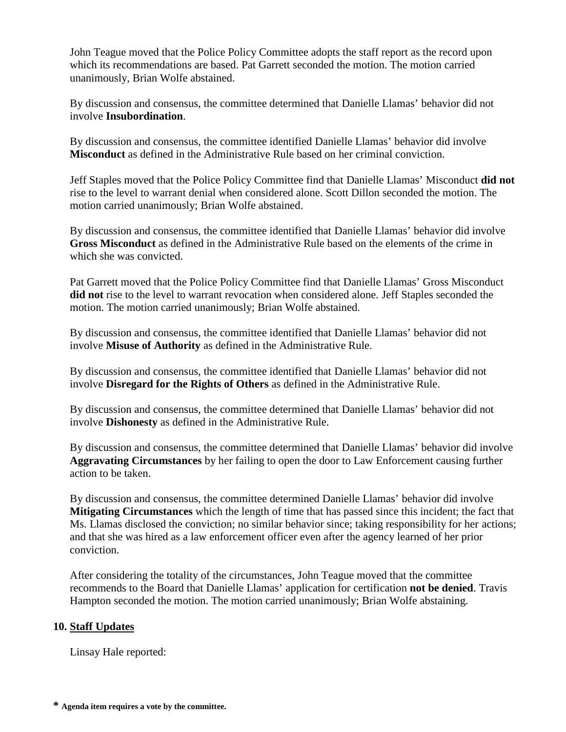John Teague moved that the Police Policy Committee adopts the staff report as the record upon which its recommendations are based. Pat Garrett seconded the motion. The motion carried unanimously, Brian Wolfe abstained.

By discussion and consensus, the committee determined that Danielle Llamas' behavior did not involve **Insubordination**.

By discussion and consensus, the committee identified Danielle Llamas' behavior did involve **Misconduct** as defined in the Administrative Rule based on her criminal conviction.

Jeff Staples moved that the Police Policy Committee find that Danielle Llamas' Misconduct **did not** rise to the level to warrant denial when considered alone. Scott Dillon seconded the motion. The motion carried unanimously; Brian Wolfe abstained.

By discussion and consensus, the committee identified that Danielle Llamas' behavior did involve **Gross Misconduct** as defined in the Administrative Rule based on the elements of the crime in which she was convicted.

Pat Garrett moved that the Police Policy Committee find that Danielle Llamas' Gross Misconduct **did not** rise to the level to warrant revocation when considered alone. Jeff Staples seconded the motion. The motion carried unanimously; Brian Wolfe abstained.

By discussion and consensus, the committee identified that Danielle Llamas' behavior did not involve **Misuse of Authority** as defined in the Administrative Rule.

By discussion and consensus, the committee identified that Danielle Llamas' behavior did not involve **Disregard for the Rights of Others** as defined in the Administrative Rule.

By discussion and consensus, the committee determined that Danielle Llamas' behavior did not involve **Dishonesty** as defined in the Administrative Rule.

By discussion and consensus, the committee determined that Danielle Llamas' behavior did involve **Aggravating Circumstances** by her failing to open the door to Law Enforcement causing further action to be taken.

By discussion and consensus, the committee determined Danielle Llamas' behavior did involve **Mitigating Circumstances** which the length of time that has passed since this incident; the fact that Ms. Llamas disclosed the conviction; no similar behavior since; taking responsibility for her actions; and that she was hired as a law enforcement officer even after the agency learned of her prior conviction.

After considering the totality of the circumstances, John Teague moved that the committee recommends to the Board that Danielle Llamas' application for certification **not be denied**. Travis Hampton seconded the motion. The motion carried unanimously; Brian Wolfe abstaining.

## 10. Staff Updates

Linsay Hale reported:

**\*** **Agenda item requires a vote by the committee.**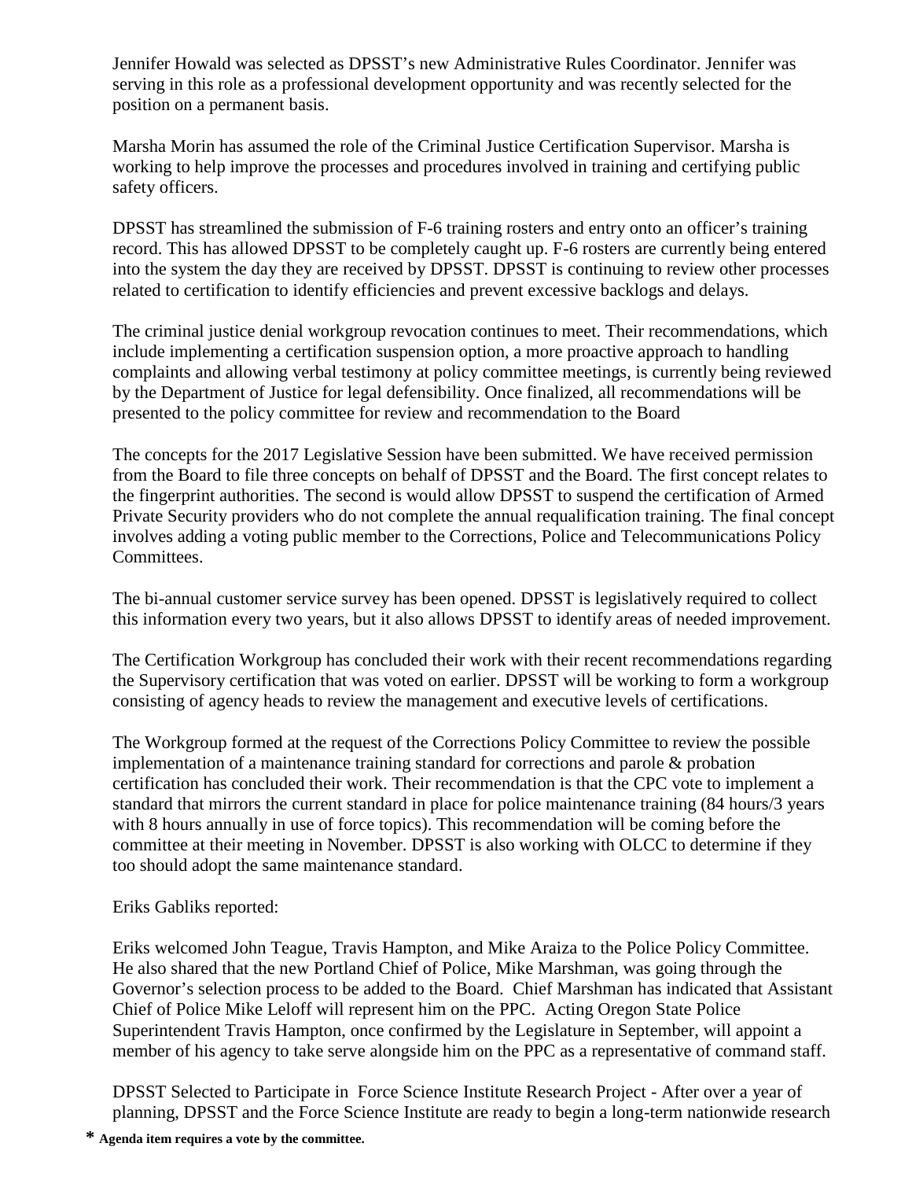Jennifer Howald was selected as DPSST's new Administrative Rules Coordinator. Jennifer was serving in this role as a professional development opportunity and was recently selected for the position on a permanent basis.

Marsha Morin has assumed the role of the Criminal Justice Certification Supervisor. Marsha is working to help improve the processes and procedures involved in training and certifying public safety officers.

DPSST has streamlined the submission of F-6 training rosters and entry onto an officer's training record. This has allowed DPSST to be completely caught up. F-6 rosters are currently being entered into the system the day they are received by DPSST. DPSST is continuing to review other processes related to certification to identify efficiencies and prevent excessive backlogs and delays.

The criminal justice denial workgroup revocation continues to meet. Their recommendations, which include implementing a certification suspension option, a more proactive approach to handling complaints and allowing verbal testimony at policy committee meetings, is currently being reviewed by the Department of Justice for legal defensibility. Once finalized, all recommendations will be presented to the policy committee for review and recommendation to the Board

The concepts for the 2017 Legislative Session have been submitted. We have received permission from the Board to file three concepts on behalf of DPSST and the Board. The first concept relates to the fingerprint authorities. The second is would allow DPSST to suspend the certification of Armed Private Security providers who do not complete the annual requalification training. The final concept involves adding a voting public member to the Corrections, Police and Telecommunications Policy Committees.

The bi-annual customer service survey has been opened. DPSST is legislatively required to collect this information every two years, but it also allows DPSST to identify areas of needed improvement.

The Certification Workgroup has concluded their work with their recent recommendations regarding the Supervisory certification that was voted on earlier. DPSST will be working to form a workgroup consisting of agency heads to review the management and executive levels of certifications.

The Workgroup formed at the request of the Corrections Policy Committee to review the possible implementation of a maintenance training standard for corrections and parole & probation certification has concluded their work. Their recommendation is that the CPC vote to implement a standard that mirrors the current standard in place for police maintenance training (84 hours/3 years with 8 hours annually in use of force topics). This recommendation will be coming before the committee at their meeting in November. DPSST is also working with OLCC to determine if they too should adopt the same maintenance standard.

Eriks Gabliks reported:

Eriks welcomed John Teague, Travis Hampton, and Mike Araiza to the Police Policy Committee. He also shared that the new Portland Chief of Police, Mike Marshman, was going through the Governor's selection process to be added to the Board. Chief Marshman has indicated that Assistant Chief of Police Mike Leloff will represent him on the PPC. Acting Oregon State Police Superintendent Travis Hampton, once confirmed by the Legislature in September, will appoint a member of his agency to take serve alongside him on the PPC as a representative of command staff.

DPSST Selected to Participate in Force Science Institute Research Project - After over a year of planning, DPSST and the Force Science Institute are ready to begin a long-term nationwide research

**\* Agenda item requires a vote by the committee.**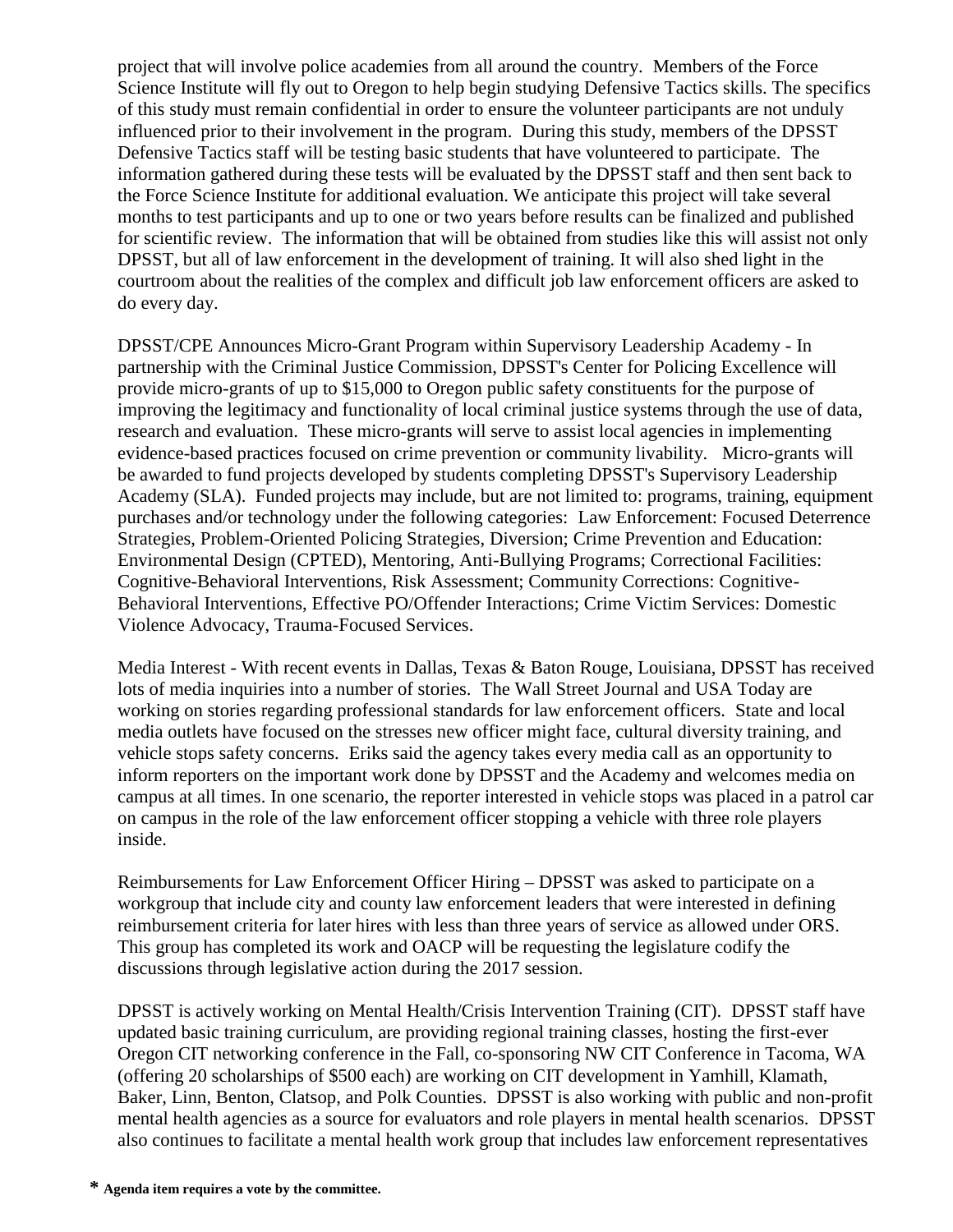project that will involve police academies from all around the country. Members of the Force Science Institute will fly out to Oregon to help begin studying Defensive Tactics skills. The specifics of this study must remain confidential in order to ensure the volunteer participants are not unduly influenced prior to their involvement in the program. During this study, members of the DPSST Defensive Tactics staff will be testing basic students that have volunteered to participate. The information gathered during these tests will be evaluated by the DPSST staff and then sent back to the Force Science Institute for additional evaluation. We anticipate this project will take several months to test participants and up to one or two years before results can be finalized and published for scientific review. The information that will be obtained from studies like this will assist not only DPSST, but all of law enforcement in the development of training. It will also shed light in the courtroom about the realities of the complex and difficult job law enforcement officers are asked to do every day.

DPSST/CPE Announces Micro-Grant Program within Supervisory Leadership Academy - In partnership with the Criminal Justice Commission, DPSST's Center for Policing Excellence will provide micro-grants of up to $15,000 to Oregon public safety constituents for the purpose of improving the legitimacy and functionality of local criminal justice systems through the use of data, research and evaluation. These micro-grants will serve to assist local agencies in implementing evidence-based practices focused on crime prevention or community livability. Micro-grants will be awarded to fund projects developed by students completing DPSST's Supervisory Leadership Academy (SLA). Funded projects may include, but are not limited to: programs, training, equipment purchases and/or technology under the following categories: Law Enforcement: Focused Deterrence Strategies, Problem-Oriented Policing Strategies, Diversion; Crime Prevention and Education: Environmental Design (CPTED), Mentoring, Anti-Bullying Programs; Correctional Facilities: Cognitive-Behavioral Interventions, Risk Assessment; Community Corrections: Cognitive-Behavioral Interventions, Effective PO/Offender Interactions; Crime Victim Services: Domestic Violence Advocacy, Trauma-Focused Services.

Media Interest - With recent events in Dallas, Texas & Baton Rouge, Louisiana, DPSST has received lots of media inquiries into a number of stories. The Wall Street Journal and USA Today are working on stories regarding professional standards for law enforcement officers. State and local media outlets have focused on the stresses new officer might face, cultural diversity training, and vehicle stops safety concerns. Eriks said the agency takes every media call as an opportunity to inform reporters on the important work done by DPSST and the Academy and welcomes media on campus at all times. In one scenario, the reporter interested in vehicle stops was placed in a patrol car on campus in the role of the law enforcement officer stopping a vehicle with three role players inside.

Reimbursements for Law Enforcement Officer Hiring – DPSST was asked to participate on a workgroup that include city and county law enforcement leaders that were interested in defining reimbursement criteria for later hires with less than three years of service as allowed under ORS. This group has completed its work and OACP will be requesting the legislature codify the discussions through legislative action during the 2017 session.

DPSST is actively working on Mental Health/Crisis Intervention Training (CIT). DPSST staff have updated basic training curriculum, are providing regional training classes, hosting the first-ever Oregon CIT networking conference in the Fall, co-sponsoring NW CIT Conference in Tacoma, WA (offering 20 scholarships of $500 each) are working on CIT development in Yamhill, Klamath, Baker, Linn, Benton, Clatsop, and Polk Counties. DPSST is also working with public and non-profit mental health agencies as a source for evaluators and role players in mental health scenarios. DPSST also continues to facilitate a mental health work group that includes law enforcement representatives

**\* Agenda item requires a vote by the committee.**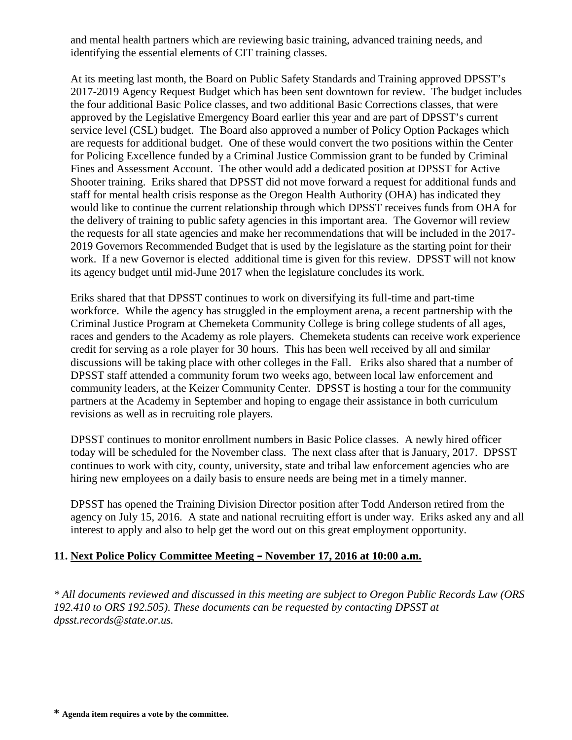and mental health partners which are reviewing basic training, advanced training needs, and identifying the essential elements of CIT training classes.

At its meeting last month, the Board on Public Safety Standards and Training approved DPSST's 2017-2019 Agency Request Budget which has been sent downtown for review. The budget includes the four additional Basic Police classes, and two additional Basic Corrections classes, that were approved by the Legislative Emergency Board earlier this year and are part of DPSST's current service level (CSL) budget. The Board also approved a number of Policy Option Packages which are requests for additional budget. One of these would convert the two positions within the Center for Policing Excellence funded by a Criminal Justice Commission grant to be funded by Criminal Fines and Assessment Account. The other would add a dedicated position at DPSST for Active Shooter training. Eriks shared that DPSST did not move forward a request for additional funds and staff for mental health crisis response as the Oregon Health Authority (OHA) has indicated they would like to continue the current relationship through which DPSST receives funds from OHA for the delivery of training to public safety agencies in this important area. The Governor will review the requests for all state agencies and make her recommendations that will be included in the 2017-2019 Governors Recommended Budget that is used by the legislature as the starting point for their work. If a new Governor is elected additional time is given for this review. DPSST will not know its agency budget until mid-June 2017 when the legislature concludes its work.

Eriks shared that that DPSST continues to work on diversifying its full-time and part-time workforce. While the agency has struggled in the employment arena, a recent partnership with the Criminal Justice Program at Chemeketa Community College is bring college students of all ages, races and genders to the Academy as role players. Chemeketa students can receive work experience credit for serving as a role player for 30 hours. This has been well received by all and similar discussions will be taking place with other colleges in the Fall. Eriks also shared that a number of DPSST staff attended a community forum two weeks ago, between local law enforcement and community leaders, at the Keizer Community Center. DPSST is hosting a tour for the community partners at the Academy in September and hoping to engage their assistance in both curriculum revisions as well as in recruiting role players.

DPSST continues to monitor enrollment numbers in Basic Police classes. A newly hired officer today will be scheduled for the November class. The next class after that is January, 2017. DPSST continues to work with city, county, university, state and tribal law enforcement agencies who are hiring new employees on a daily basis to ensure needs are being met in a timely manner.

DPSST has opened the Training Division Director position after Todd Anderson retired from the agency on July 15, 2016. A state and national recruiting effort is under way. Eriks asked any and all interest to apply and also to help get the word out on this great employment opportunity.

## 11. Next Police Policy Committee Meeting – November 17, 2016 at 10:00 a.m.

*\* All documents reviewed and discussed in this meeting are subject to Oregon Public Records Law (ORS 192.410 to ORS 192.505). These documents can be requested by contacting DPSST at dpsst.records@state.or.us.*

**\* Agenda item requires a vote by the committee.**